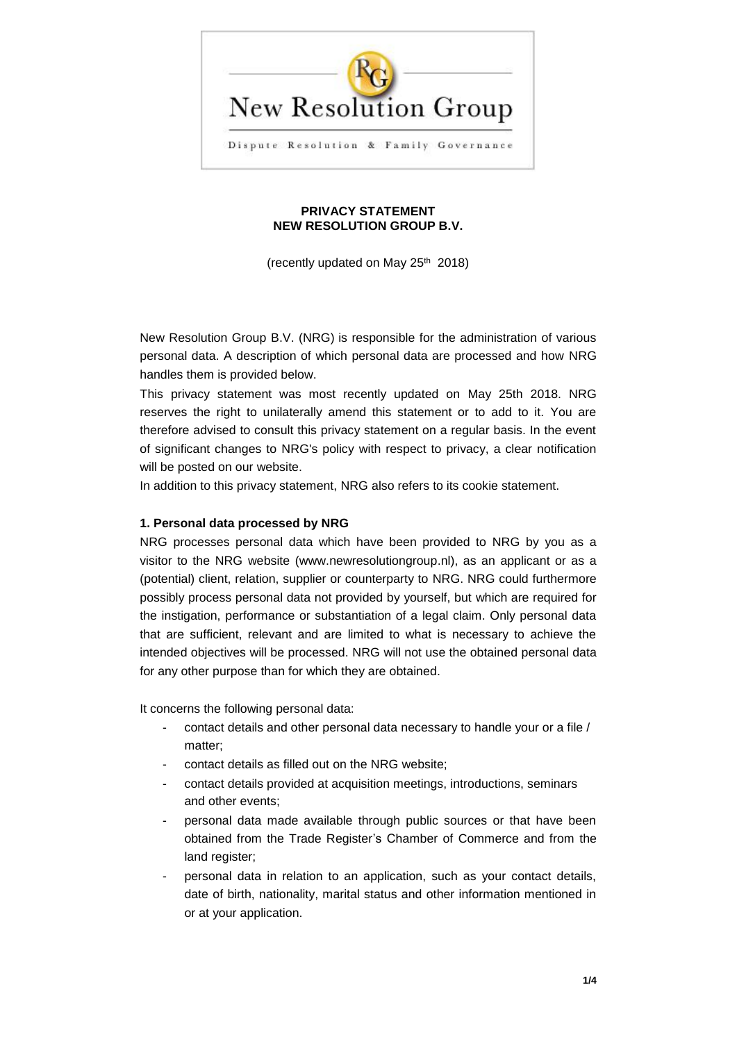New Resolution Group

Dispute Resolution & Family Governance

**PRIVACY STATEMENT**
**NEW RESOLUTION GROUP B.V.**

(recently updated on May 25th 2018)

New Resolution Group B.V. (NRG) is responsible for the administration of various personal data. A description of which personal data are processed and how NRG handles them is provided below.

This privacy statement was most recently updated on May 25th 2018. NRG reserves the right to unilaterally amend this statement or to add to it. You are therefore advised to consult this privacy statement on a regular basis. In the event of significant changes to NRG's policy with respect to privacy, a clear notification will be posted on our website.

In addition to this privacy statement, NRG also refers to its cookie statement.

**1. Personal data processed by NRG**

NRG processes personal data which have been provided to NRG by you as a visitor to the NRG website (www.newresolutiongroup.nl), as an applicant or as a (potential) client, relation, supplier or counterparty to NRG. NRG could furthermore possibly process personal data not provided by yourself, but which are required for the instigation, performance or substantiation of a legal claim. Only personal data that are sufficient, relevant and are limited to what is necessary to achieve the intended objectives will be processed. NRG will not use the obtained personal data for any other purpose than for which they are obtained.

It concerns the following personal data:

- contact details and other personal data necessary to handle your or a file / matter;
- contact details as filled out on the NRG website;
- contact details provided at acquisition meetings, introductions, seminars and other events;
- personal data made available through public sources or that have been obtained from the Trade Register's Chamber of Commerce and from the land register;
- personal data in relation to an application, such as your contact details, date of birth, nationality, marital status and other information mentioned in or at your application.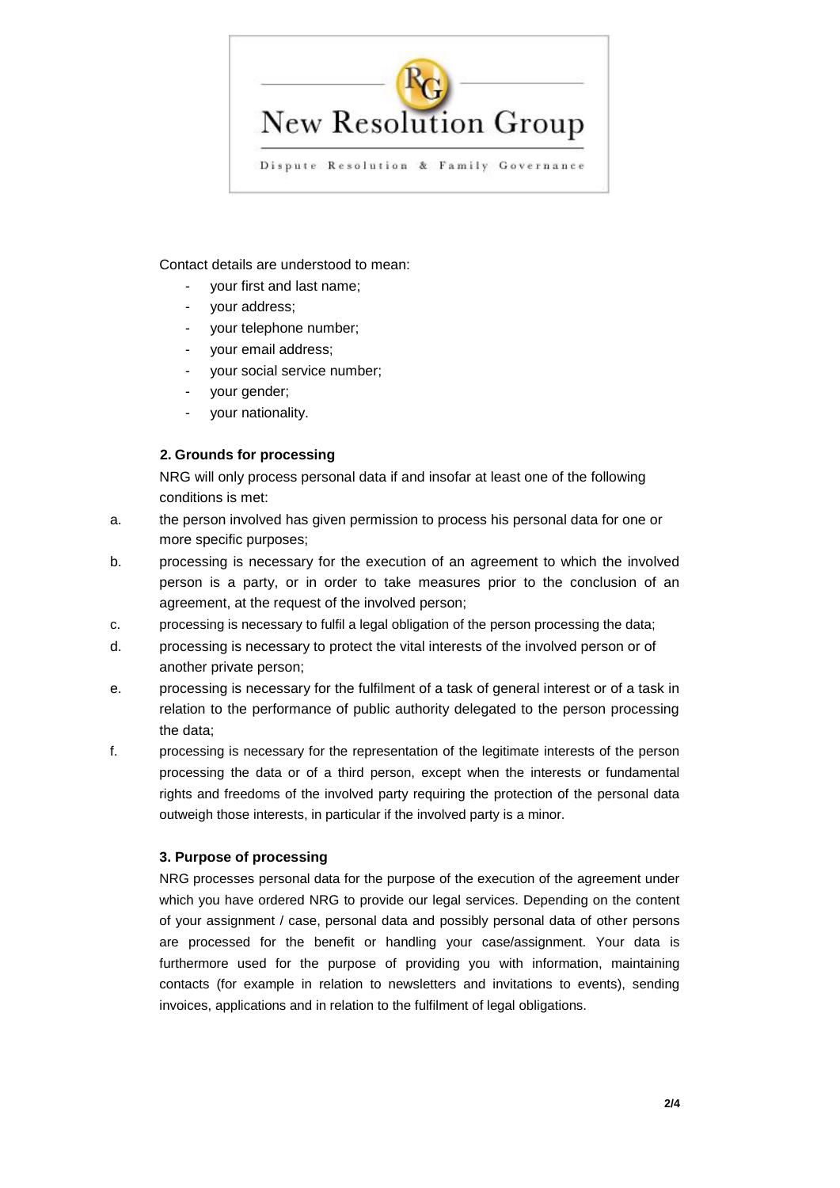Contact details are understood to mean:

- your first and last name;
- your address;
- your telephone number;
- your email address;
- your social service number;
- your gender;
- your nationality.

### 2. Grounds for processing

NRG will only process personal data if and insofar at least one of the following conditions is met:

a. the person involved has given permission to process his personal data for one or more specific purposes;

b. processing is necessary for the execution of an agreement to which the involved person is a party, or in order to take measures prior to the conclusion of an agreement, at the request of the involved person;

c. processing is necessary to fulfil a legal obligation of the person processing the data;

d. processing is necessary to protect the vital interests of the involved person or of another private person;

e. processing is necessary for the fulfilment of a task of general interest or of a task in relation to the performance of public authority delegated to the person processing the data;

f. processing is necessary for the representation of the legitimate interests of the person processing the data or of a third person, except when the interests or fundamental rights and freedoms of the involved party requiring the protection of the personal data outweigh those interests, in particular if the involved party is a minor.

### 3. Purpose of processing

NRG processes personal data for the purpose of the execution of the agreement under which you have ordered NRG to provide our legal services. Depending on the content of your assignment / case, personal data and possibly personal data of other persons are processed for the benefit or handling your case/assignment. Your data is furthermore used for the purpose of providing you with information, maintaining contacts (for example in relation to newsletters and invitations to events), sending invoices, applications and in relation to the fulfilment of legal obligations.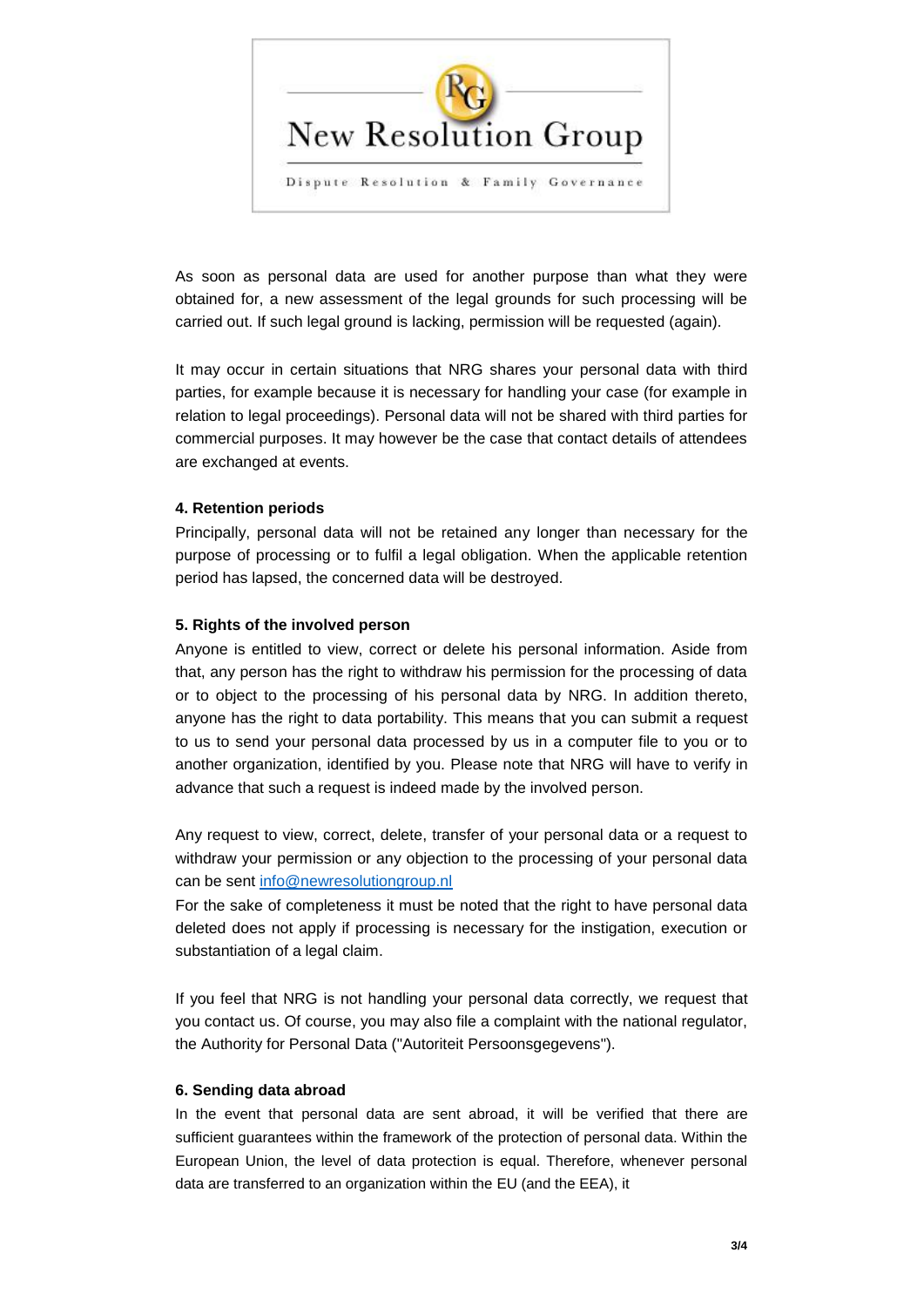As soon as personal data are used for another purpose than what they were obtained for, a new assessment of the legal grounds for such processing will be carried out. If such legal ground is lacking, permission will be requested (again).

It may occur in certain situations that NRG shares your personal data with third parties, for example because it is necessary for handling your case (for example in relation to legal proceedings). Personal data will not be shared with third parties for commercial purposes. It may however be the case that contact details of attendees are exchanged at events.

**4. Retention periods**

Principally, personal data will not be retained any longer than necessary for the purpose of processing or to fulfil a legal obligation. When the applicable retention period has lapsed, the concerned data will be destroyed.

**5. Rights of the involved person**

Anyone is entitled to view, correct or delete his personal information. Aside from that, any person has the right to withdraw his permission for the processing of data or to object to the processing of his personal data by NRG. In addition thereto, anyone has the right to data portability. This means that you can submit a request to us to send your personal data processed by us in a computer file to you or to another organization, identified by you. Please note that NRG will have to verify in advance that such a request is indeed made by the involved person.

Any request to view, correct, delete, transfer of your personal data or a request to withdraw your permission or any objection to the processing of your personal data can be sent info@newresolutiongroup.nl

For the sake of completeness it must be noted that the right to have personal data deleted does not apply if processing is necessary for the instigation, execution or substantiation of a legal claim.

If you feel that NRG is not handling your personal data correctly, we request that you contact us. Of course, you may also file a complaint with the national regulator, the Authority for Personal Data ("Autoriteit Persoonsgegevens").

**6. Sending data abroad**

In the event that personal data are sent abroad, it will be verified that there are sufficient guarantees within the framework of the protection of personal data. Within the European Union, the level of data protection is equal. Therefore, whenever personal data are transferred to an organization within the EU (and the EEA), it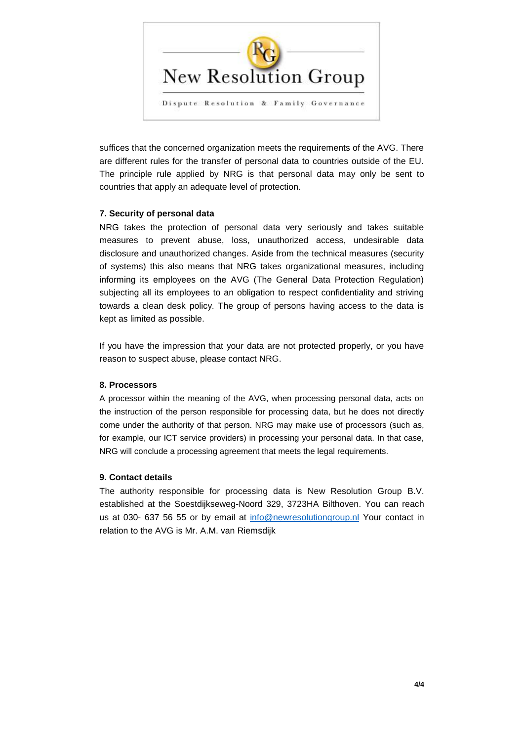suffices that the concerned organization meets the requirements of the AVG. There are different rules for the transfer of personal data to countries outside of the EU. The principle rule applied by NRG is that personal data may only be sent to countries that apply an adequate level of protection.

**7. Security of personal data**

NRG takes the protection of personal data very seriously and takes suitable measures to prevent abuse, loss, unauthorized access, undesirable data disclosure and unauthorized changes. Aside from the technical measures (security of systems) this also means that NRG takes organizational measures, including informing its employees on the AVG (The General Data Protection Regulation) subjecting all its employees to an obligation to respect confidentiality and striving towards a clean desk policy. The group of persons having access to the data is kept as limited as possible.

If you have the impression that your data are not protected properly, or you have reason to suspect abuse, please contact NRG.

**8. Processors**

A processor within the meaning of the AVG, when processing personal data, acts on the instruction of the person responsible for processing data, but he does not directly come under the authority of that person. NRG may make use of processors (such as, for example, our ICT service providers) in processing your personal data. In that case, NRG will conclude a processing agreement that meets the legal requirements.

**9. Contact details**

The authority responsible for processing data is New Resolution Group B.V. established at the Soestdijkseweg-Noord 329, 3723HA Bilthoven. You can reach us at 030- 637 56 55 or by email at info@newresolutiongroup.nl Your contact in relation to the AVG is Mr. A.M. van Riemsdijk